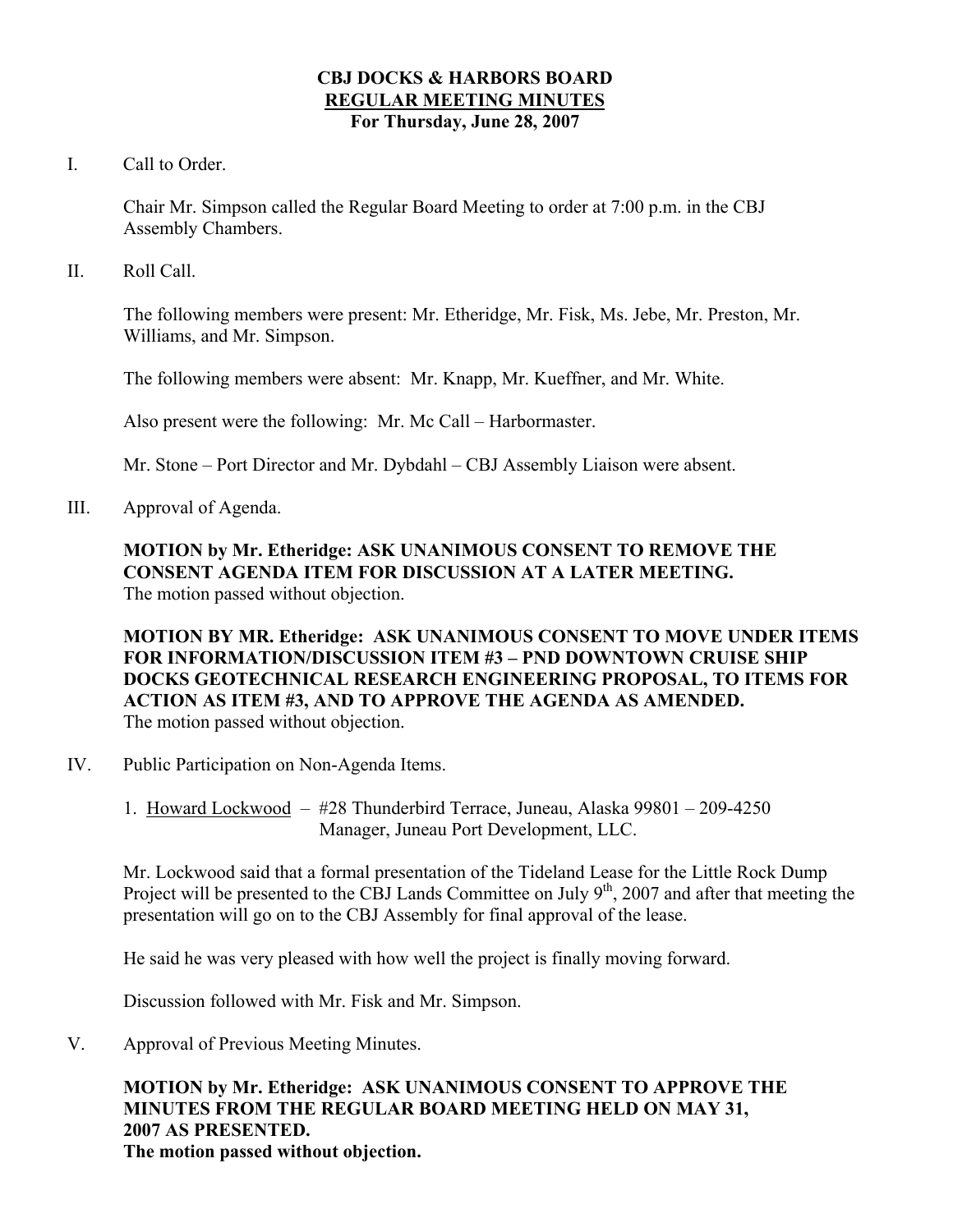# CBJ DOCKS & HARBORS BOARD
## REGULAR MEETING MINUTES
### For Thursday, June 28, 2007

I. Call to Order.

Chair Mr. Simpson called the Regular Board Meeting to order at 7:00 p.m. in the CBJ Assembly Chambers.

II. Roll Call.

The following members were present: Mr. Etheridge, Mr. Fisk, Ms. Jebe, Mr. Preston, Mr. Williams, and Mr. Simpson.

The following members were absent: Mr. Knapp, Mr. Kueffner, and Mr. White.

Also present were the following: Mr. Mc Call – Harbormaster.

Mr. Stone – Port Director and Mr. Dybdahl – CBJ Assembly Liaison were absent.

III. Approval of Agenda.

**MOTION by Mr. Etheridge: ASK UNANIMOUS CONSENT TO REMOVE THE CONSENT AGENDA ITEM FOR DISCUSSION AT A LATER MEETING.**
The motion passed without objection.

**MOTION BY MR. Etheridge: ASK UNANIMOUS CONSENT TO MOVE UNDER ITEMS FOR INFORMATION/DISCUSSION ITEM #3 – PND DOWNTOWN CRUISE SHIP DOCKS GEOTECHNICAL RESEARCH ENGINEERING PROPOSAL, TO ITEMS FOR ACTION AS ITEM #3, AND TO APPROVE THE AGENDA AS AMENDED.**
The motion passed without objection.

IV. Public Participation on Non-Agenda Items.

1. Howard Lockwood – #28 Thunderbird Terrace, Juneau, Alaska 99801 – 209-4250
   Manager, Juneau Port Development, LLC.

Mr. Lockwood said that a formal presentation of the Tideland Lease for the Little Rock Dump Project will be presented to the CBJ Lands Committee on July 9th, 2007 and after that meeting the presentation will go on to the CBJ Assembly for final approval of the lease.

He said he was very pleased with how well the project is finally moving forward.

Discussion followed with Mr. Fisk and Mr. Simpson.

V. Approval of Previous Meeting Minutes.

**MOTION by Mr. Etheridge: ASK UNANIMOUS CONSENT TO APPROVE THE MINUTES FROM THE REGULAR BOARD MEETING HELD ON MAY 31, 2007 AS PRESENTED.**
**The motion passed without objection.**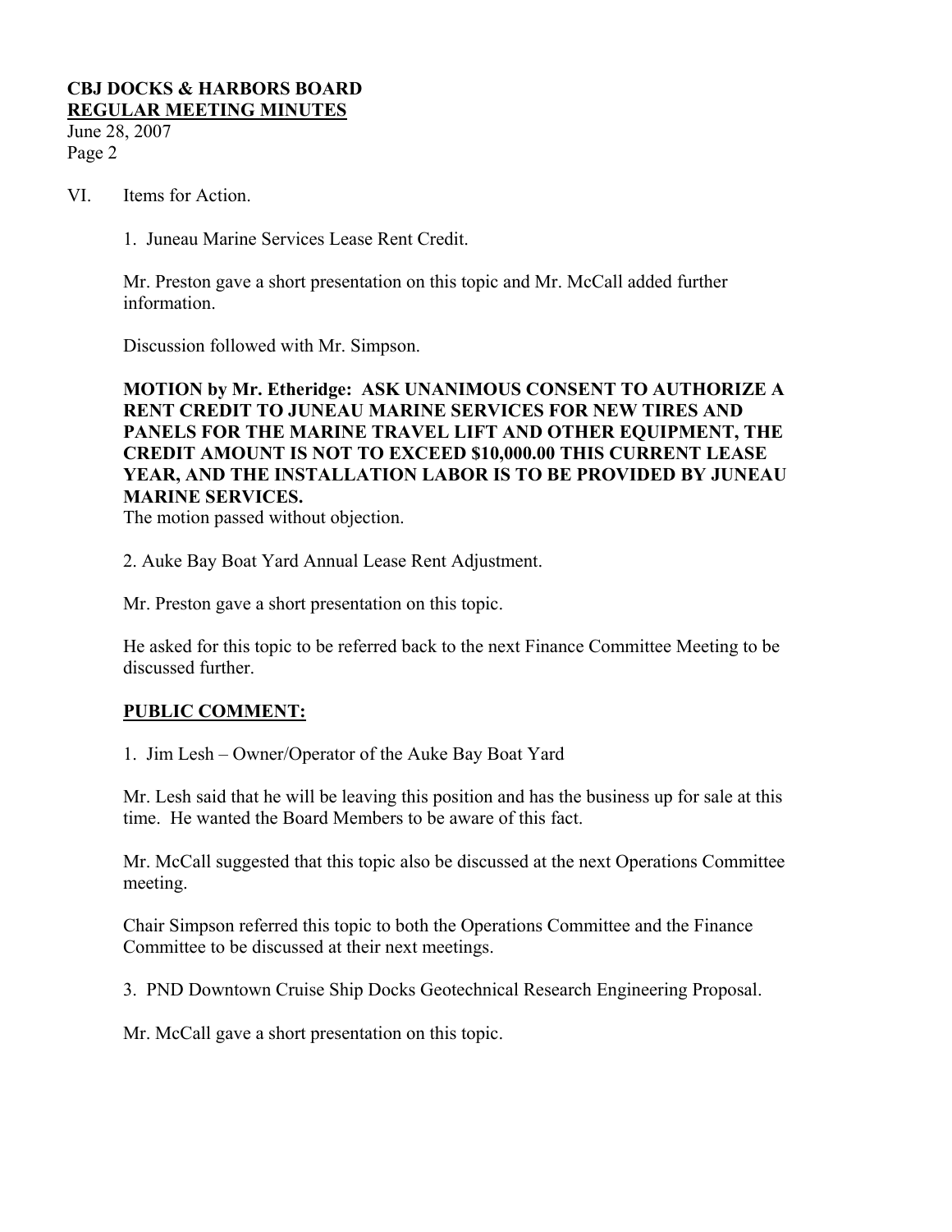VI. Items for Action.

1. Juneau Marine Services Lease Rent Credit.

Mr. Preston gave a short presentation on this topic and Mr. McCall added further information.

Discussion followed with Mr. Simpson.

**MOTION by Mr. Etheridge: ASK UNANIMOUS CONSENT TO AUTHORIZE A RENT CREDIT TO JUNEAU MARINE SERVICES FOR NEW TIRES AND PANELS FOR THE MARINE TRAVEL LIFT AND OTHER EQUIPMENT, THE CREDIT AMOUNT IS NOT TO EXCEED $10,000.00 THIS CURRENT LEASE YEAR, AND THE INSTALLATION LABOR IS TO BE PROVIDED BY JUNEAU MARINE SERVICES.**

The motion passed without objection.

2. Auke Bay Boat Yard Annual Lease Rent Adjustment.

Mr. Preston gave a short presentation on this topic.

He asked for this topic to be referred back to the next Finance Committee Meeting to be discussed further.

**PUBLIC COMMENT:**

1. Jim Lesh – Owner/Operator of the Auke Bay Boat Yard

Mr. Lesh said that he will be leaving this position and has the business up for sale at this time. He wanted the Board Members to be aware of this fact.

Mr. McCall suggested that this topic also be discussed at the next Operations Committee meeting.

Chair Simpson referred this topic to both the Operations Committee and the Finance Committee to be discussed at their next meetings.

3. PND Downtown Cruise Ship Docks Geotechnical Research Engineering Proposal.

Mr. McCall gave a short presentation on this topic.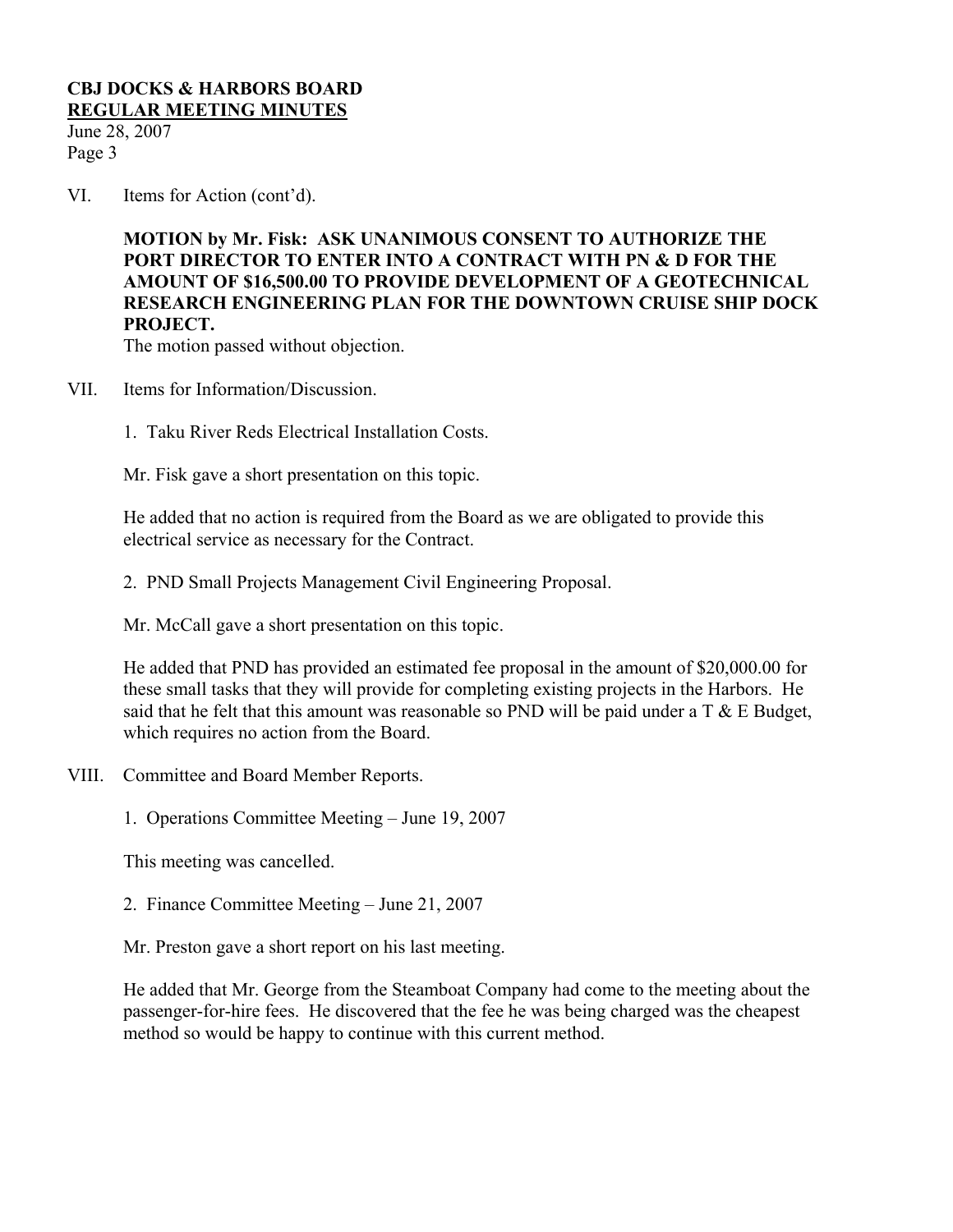VI. Items for Action (cont'd).

**MOTION by Mr. Fisk: ASK UNANIMOUS CONSENT TO AUTHORIZE THE PORT DIRECTOR TO ENTER INTO A CONTRACT WITH PN & D FOR THE AMOUNT OF $16,500.00 TO PROVIDE DEVELOPMENT OF A GEOTECHNICAL RESEARCH ENGINEERING PLAN FOR THE DOWNTOWN CRUISE SHIP DOCK PROJECT.**

The motion passed without objection.

VII. Items for Information/Discussion.

1. Taku River Reds Electrical Installation Costs.

Mr. Fisk gave a short presentation on this topic.

He added that no action is required from the Board as we are obligated to provide this electrical service as necessary for the Contract.

2. PND Small Projects Management Civil Engineering Proposal.

Mr. McCall gave a short presentation on this topic.

He added that PND has provided an estimated fee proposal in the amount of $20,000.00 for these small tasks that they will provide for completing existing projects in the Harbors. He said that he felt that this amount was reasonable so PND will be paid under a T & E Budget, which requires no action from the Board.

VIII. Committee and Board Member Reports.

1. Operations Committee Meeting – June 19, 2007

This meeting was cancelled.

2. Finance Committee Meeting – June 21, 2007

Mr. Preston gave a short report on his last meeting.

He added that Mr. George from the Steamboat Company had come to the meeting about the passenger-for-hire fees. He discovered that the fee he was being charged was the cheapest method so would be happy to continue with this current method.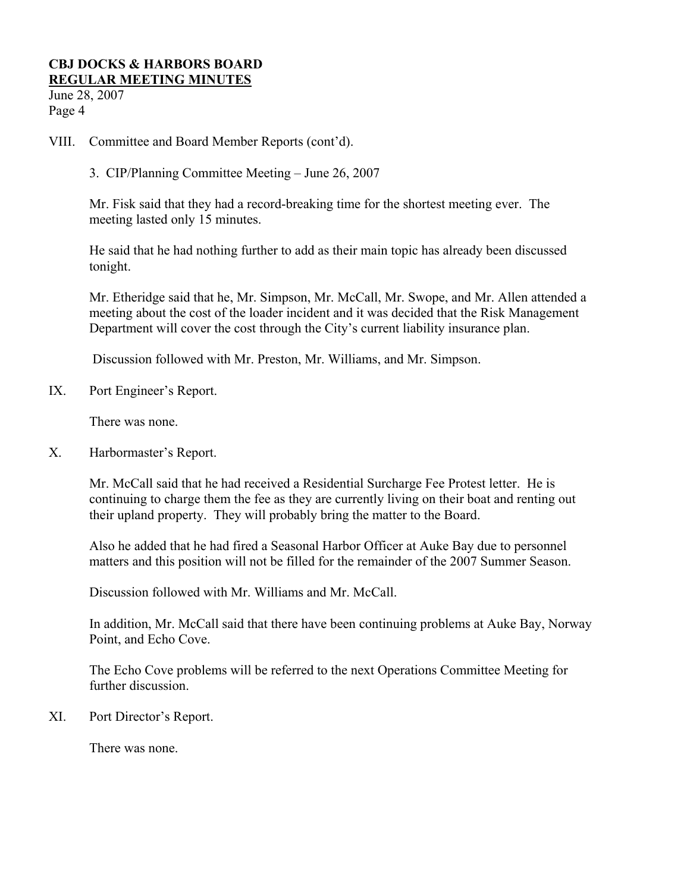VIII. Committee and Board Member Reports (cont'd).

3. CIP/Planning Committee Meeting – June 26, 2007

Mr. Fisk said that they had a record-breaking time for the shortest meeting ever. The meeting lasted only 15 minutes.

He said that he had nothing further to add as their main topic has already been discussed tonight.

Mr. Etheridge said that he, Mr. Simpson, Mr. McCall, Mr. Swope, and Mr. Allen attended a meeting about the cost of the loader incident and it was decided that the Risk Management Department will cover the cost through the City's current liability insurance plan.

Discussion followed with Mr. Preston, Mr. Williams, and Mr. Simpson.

IX. Port Engineer's Report.

There was none.

X. Harbormaster's Report.

Mr. McCall said that he had received a Residential Surcharge Fee Protest letter. He is continuing to charge them the fee as they are currently living on their boat and renting out their upland property. They will probably bring the matter to the Board.

Also he added that he had fired a Seasonal Harbor Officer at Auke Bay due to personnel matters and this position will not be filled for the remainder of the 2007 Summer Season.

Discussion followed with Mr. Williams and Mr. McCall.

In addition, Mr. McCall said that there have been continuing problems at Auke Bay, Norway Point, and Echo Cove.

The Echo Cove problems will be referred to the next Operations Committee Meeting for further discussion.

XI. Port Director's Report.

There was none.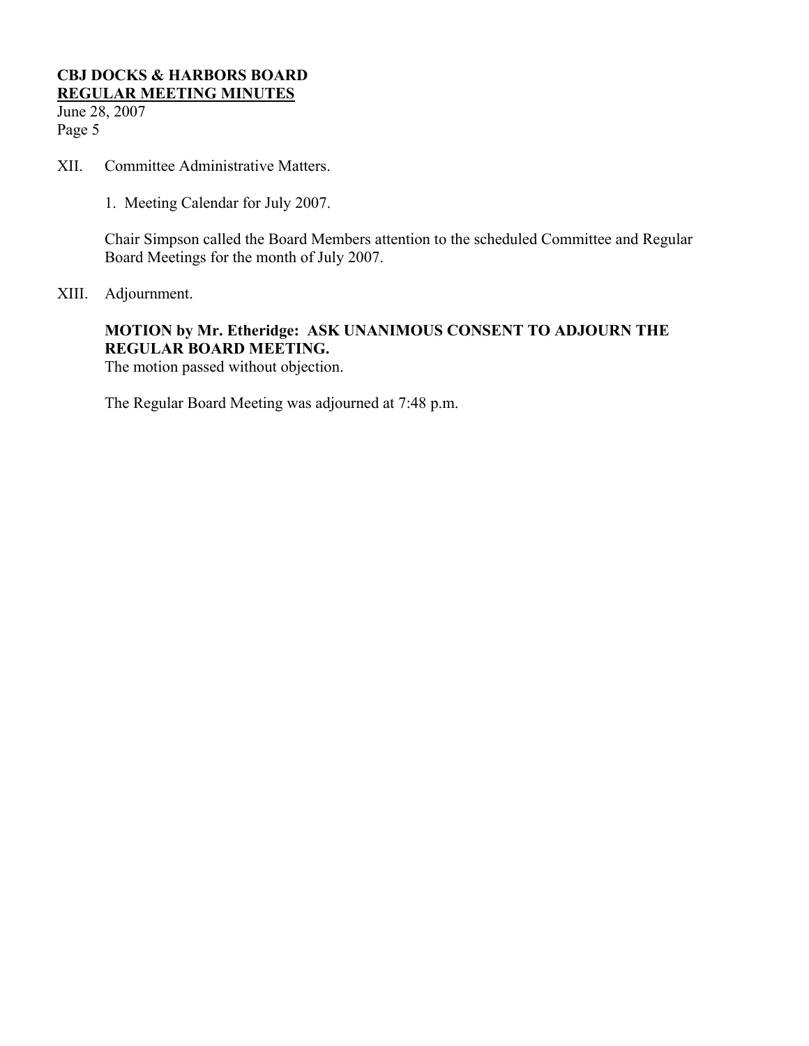XII. Committee Administrative Matters.

1. Meeting Calendar for July 2007.

Chair Simpson called the Board Members attention to the scheduled Committee and Regular Board Meetings for the month of July 2007.

XIII. Adjournment.

**MOTION by Mr. Etheridge: ASK UNANIMOUS CONSENT TO ADJOURN THE REGULAR BOARD MEETING.**
The motion passed without objection.

The Regular Board Meeting was adjourned at 7:48 p.m.